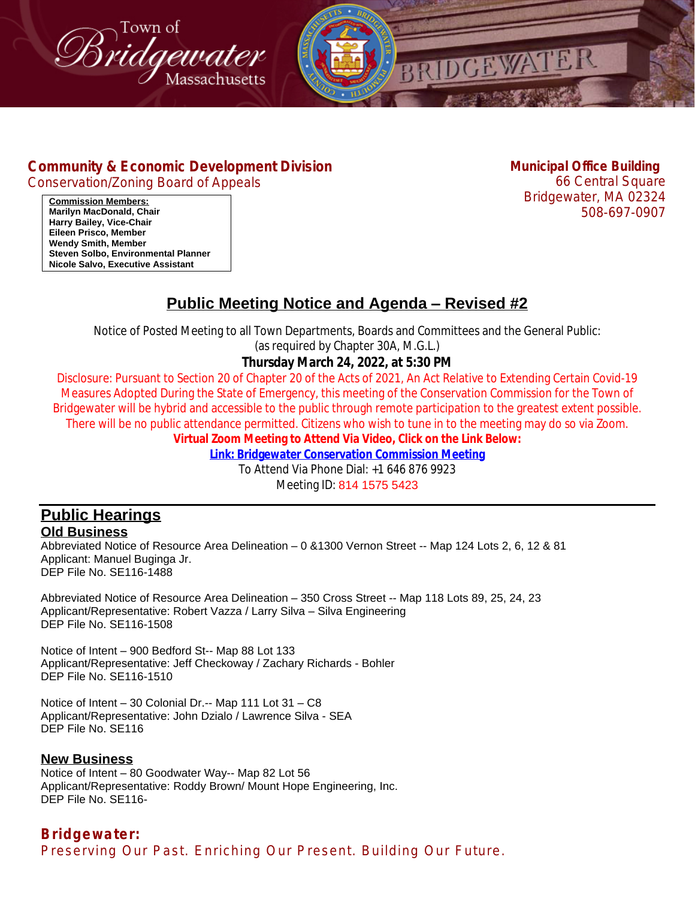Town of Bridgewater Massachusetts

**Community & Economic Development Division**
Conservation/Zoning Board of Appeals

**Commission Members:**
**Marilyn MacDonald, Chair**
**Harry Bailey, Vice-Chair**
**Eileen Prisco, Member**
**Wendy Smith, Member**
**Steven Solbo, Environmental Planner**
**Nicole Salvo, Executive Assistant**

**Municipal Office Building**
66 Central Square
Bridgewater, MA 02324
508-697-0907

# Public Meeting Notice and Agenda – Revised #2

Notice of Posted Meeting to all Town Departments, Boards and Committees and the General Public:
(as required by Chapter 30A, M.G.L.)

**Thursday March 24, 2022, at 5:30 PM**

Disclosure: Pursuant to Section 20 of Chapter 20 of the Acts of 2021, An Act Relative to Extending Certain Covid-19 Measures Adopted During the State of Emergency, this meeting of the Conservation Commission for the Town of Bridgewater will be hybrid and accessible to the public through remote participation to the greatest extent possible. There will be no public attendance permitted. Citizens who wish to tune in to the meeting may do so via Zoom.

**Virtual Zoom Meeting to Attend Via Video, Click on the Link Below:**

**Link: Bridgewater Conservation Commission Meeting**

To Attend Via Phone Dial: +1 646 876 9923
Meeting ID: 814 1575 5423

## Public Hearings

### Old Business

Abbreviated Notice of Resource Area Delineation – 0 &1300 Vernon Street -- Map 124 Lots 2, 6, 12 & 81
Applicant: Manuel Buginga Jr.
DEP File No. SE116-1488

Abbreviated Notice of Resource Area Delineation – 350 Cross Street -- Map 118 Lots 89, 25, 24, 23
Applicant/Representative: Robert Vazza / Larry Silva – Silva Engineering
DEP File No. SE116-1508

Notice of Intent – 900 Bedford St-- Map 88 Lot 133
Applicant/Representative: Jeff Checkoway / Zachary Richards - Bohler
DEP File No. SE116-1510

Notice of Intent – 30 Colonial Dr.-- Map 111 Lot 31 – C8
Applicant/Representative: John Dzialo / Lawrence Silva - SEA
DEP File No. SE116

### New Business

Notice of Intent – 80 Goodwater Way-- Map 82 Lot 56
Applicant/Representative: Roddy Brown/ Mount Hope Engineering, Inc.
DEP File No. SE116-

**Bridgewater:**
Preserving Our Past. Enriching Our Present. Building Our Future.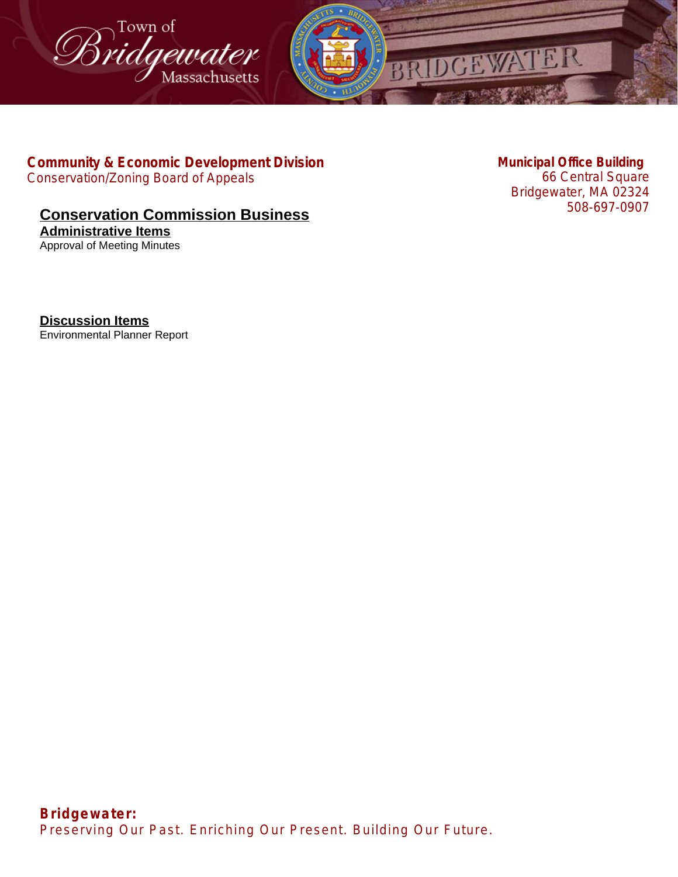**Community & Economic Development Division**
Conservation/Zoning Board of Appeals

**Municipal Office Building**
66 Central Square
Bridgewater, MA 02324
508-697-0907

## Conservation Commission Business

### Administrative Items

Approval of Meeting Minutes

### Discussion Items

Environmental Planner Report

**Bridgewater:**
Preserving Our Past. Enriching Our Present. Building Our Future.